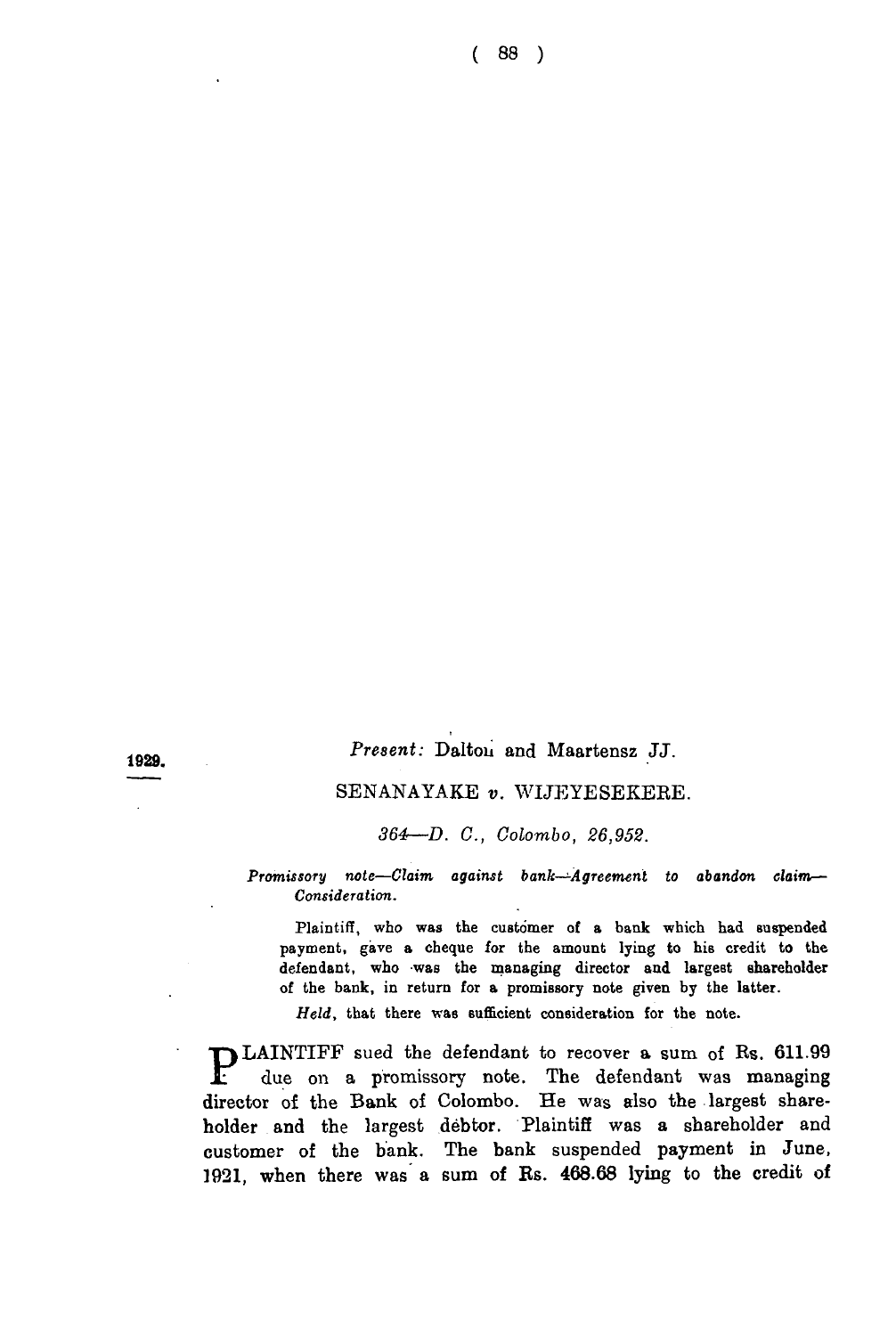1929.

*Present:* Dalton and Maartensz JJ.

SENANAYAKE *v.* WIJEYESEKERE.

*364—D. C., Colombo, 26,952.*

*Promissory note—Claim against bank—Agreement to abandon claim—Consideration.*

Plaintiff, who was the customer of a bank which had suspended payment, gave a cheque for the amount lying to his credit to the defendant, who was the managing director and largest shareholder of the bank, in return for a promissory note given by the latter.

*Held*, that there was sufficient consideration for the note.

PLAINTIFF sued the defendant to recover a sum of Rs. 611.99 due on a promissory note. The defendant was managing director of the Bank of Colombo. He was also the largest shareholder and the largest debtor. Plaintiff was a shareholder and customer of the bank. The bank suspended payment in June, 1921, when there was a sum of Rs. 468.68 lying to the credit of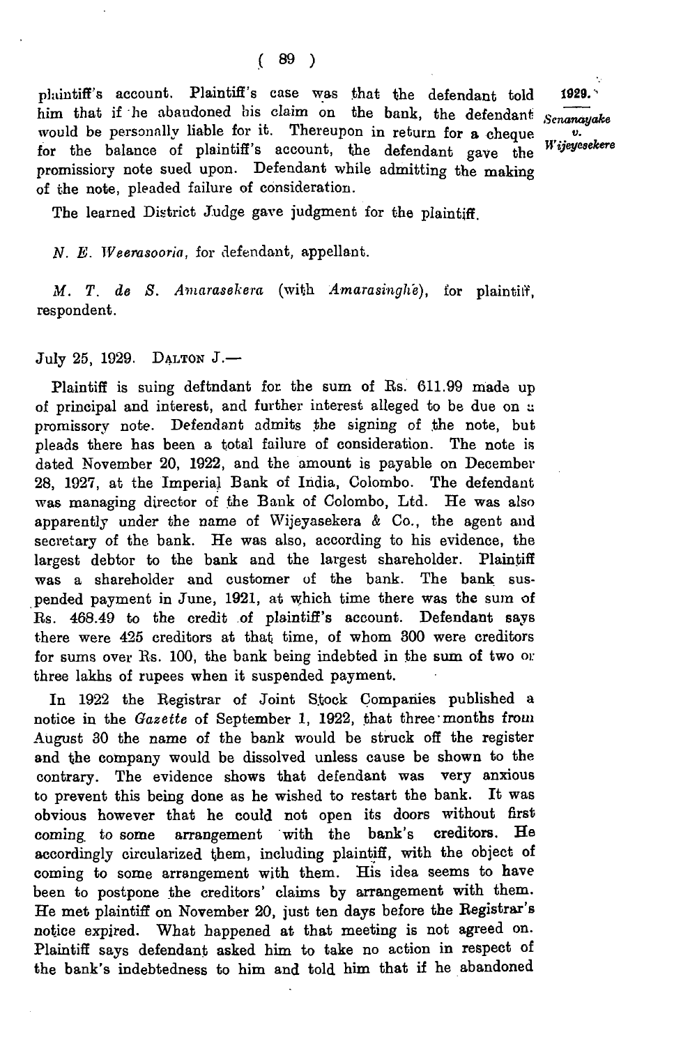plaintiff's account. Plaintiff's case was that the defendant told him that if he abandoned his claim on the bank, the defendant would be personally liable for it. Thereupon in return for a cheque for the balance of plaintiff's account, the defendant gave the promissiory note sued upon. Defendant while admitting the making of the note, pleaded failure of consideration.

The learned District Judge gave judgment for the plaintiff.

*N. E. Weerasooria*, for defendant, appellant.

*M. T. de S. Amarasekera* (with *Amarasinghe*), for plaintiff, respondent.

July 25, 1929. DALTON J.—

Plaintiff is suing deftndant for the sum of Rs. 611.99 made up of principal and interest, and further interest alleged to be due on a promissory note. Defendant admits the signing of the note, but pleads there has been a total failure of consideration. The note is dated November 20, 1922, and the amount is payable on December 28, 1927, at the Imperial Bank of India, Colombo. The defendant was managing director of the Bank of Colombo, Ltd. He was also apparently under the name of Wijeyasekera & Co., the agent and secretary of the bank. He was also, according to his evidence, the largest debtor to the bank and the largest shareholder. Plaintiff was a shareholder and customer of the bank. The bank suspended payment in June, 1921, at which time there was the sum of Rs. 468.49 to the credit of plaintiff's account. Defendant says there were 425 creditors at that time, of whom 300 were creditors for sums over Rs. 100, the bank being indebted in the sum of two or three lakhs of rupees when it suspended payment.

In 1922 the Registrar of Joint Stock Companies published a notice in the *Gazette* of September 1, 1922, that three months from August 30 the name of the bank would be struck off the register and the company would be dissolved unless cause be shown to the contrary. The evidence shows that defendant was very anxious to prevent this being done as he wished to restart the bank. It was obvious however that he could not open its doors without first coming to some arrangement with the bank's creditors. He accordingly circularized them, including plaintiff, with the object of coming to some arrangement with them. His idea seems to have been to postpone the creditors' claims by arrangement with them. He met plaintiff on November 20, just ten days before the Registrar's notice expired. What happened at that meeting is not agreed on. Plaintiff says defendant asked him to take no action in respect of the bank's indebtedness to him and told him that if he abandoned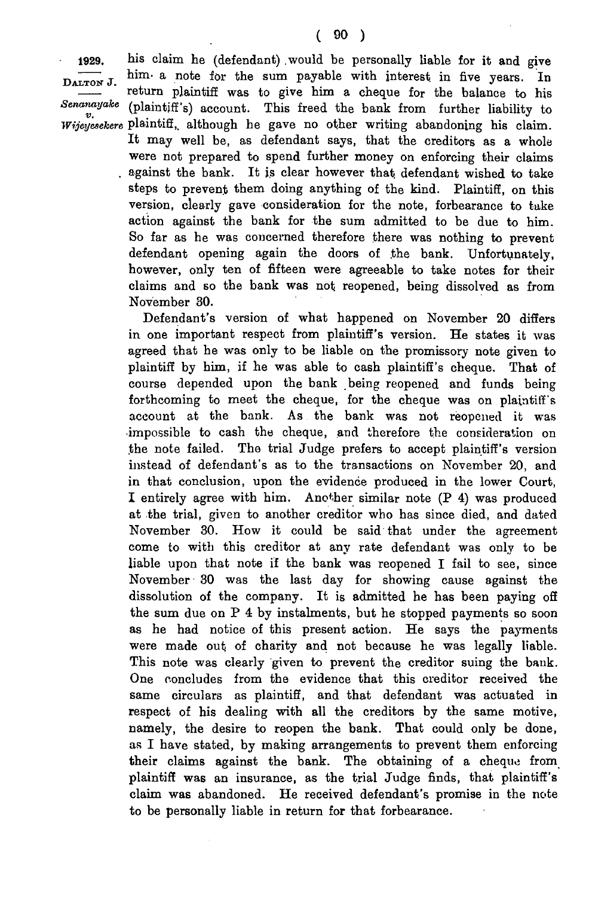his claim he (defendant) would be personally liable for it and give him a note for the sum payable with interest in five years. In return plaintiff was to give him a cheque for the balance to his (plaintiff's) account. This freed the bank from further liability to plaintiff, although he gave no other writing abandoning his claim. It may well be, as defendant says, that the creditors as a whole were not prepared to spend further money on enforcing their claims against the bank. It is clear however that defendant wished to take steps to prevent them doing anything of the kind. Plaintiff, on this version, clearly gave consideration for the note, forbearance to take action against the bank for the sum admitted to be due to him. So far as he was concerned therefore there was nothing to prevent defendant opening again the doors of the bank. Unfortunately, however, only ten of fifteen were agreeable to take notes for their claims and so the bank was not reopened, being dissolved as from November 30.

Defendant's version of what happened on November 20 differs in one important respect from plaintiff's version. He states it was agreed that he was only to be liable on the promissory note given to plaintiff by him, if he was able to cash plaintiff's cheque. That of course depended upon the bank being reopened and funds being forthcoming to meet the cheque, for the cheque was on plaintiff's account at the bank. As the bank was not reopened it was impossible to cash the cheque, and therefore the consideration on the note failed. The trial Judge prefers to accept plaintiff's version instead of defendant's as to the transactions on November 20, and in that conclusion, upon the evidence produced in the lower Court, I entirely agree with him. Another similar note (P 4) was produced at the trial, given to another creditor who has since died, and dated November 30. How it could be said that under the agreement come to with this creditor at any rate defendant was only to be liable upon that note if the bank was reopened I fail to see, since November 30 was the last day for showing cause against the dissolution of the company. It is admitted he has been paying off the sum due on P 4 by instalments, but he stopped payments so soon as he had notice of this present action. He says the payments were made out of charity and not because he was legally liable. This note was clearly given to prevent the creditor suing the bank. One concludes from the evidence that this creditor received the same circulars as plaintiff, and that defendant was actuated in respect of his dealing with all the creditors by the same motive, namely, the desire to reopen the bank. That could only be done, as I have stated, by making arrangements to prevent them enforcing their claims against the bank. The obtaining of a cheque from plaintiff was an insurance, as the trial Judge finds, that plaintiff's claim was abandoned. He received defendant's promise in the note to be personally liable in return for that forbearance.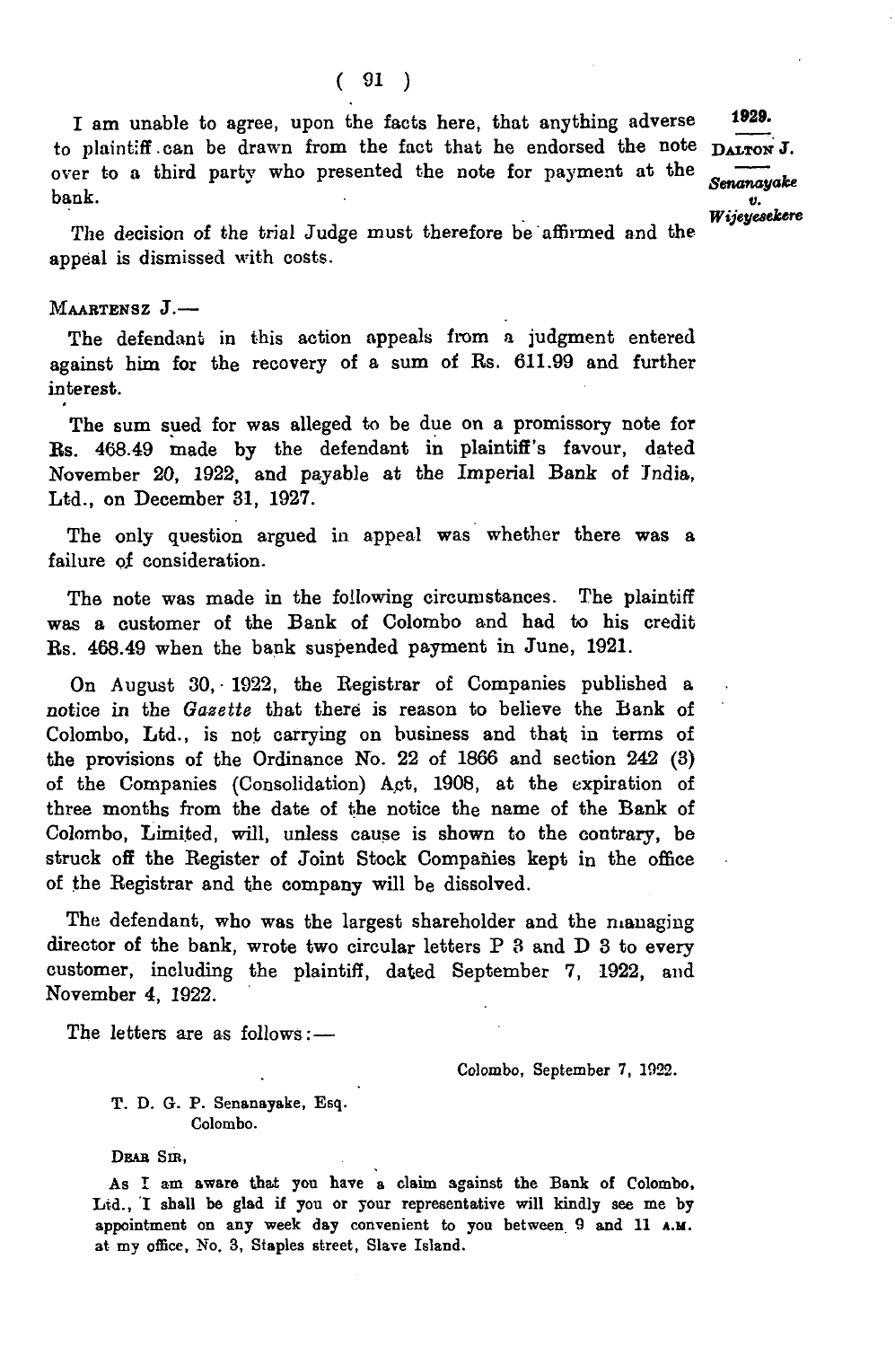I am unable to agree, upon the facts here, that anything adverse to plaintiff can be drawn from the fact that he endorsed the note over to a third party who presented the note for payment at the bank.

The decision of the trial Judge must therefore be affirmed and the appeal is dismissed with costs.

MAARTENSZ J.—

The defendant in this action appeals from a judgment entered against him for the recovery of a sum of Rs. 611.99 and further interest.

The sum sued for was alleged to be due on a promissory note for Rs. 468.49 made by the defendant in plaintiff's favour, dated November 20, 1922, and payable at the Imperial Bank of India, Ltd., on December 31, 1927.

The only question argued in appeal was whether there was a failure of consideration.

The note was made in the following circumstances. The plaintiff was a customer of the Bank of Colombo and had to his credit Rs. 468.49 when the bank suspended payment in June, 1921.

On August 30, 1922, the Registrar of Companies published a notice in the *Gazette* that there is reason to believe the Bank of Colombo, Ltd., is not carrying on business and that in terms of the provisions of the Ordinance No. 22 of 1866 and section 242 (3) of the Companies (Consolidation) Act, 1908, at the expiration of three months from the date of the notice the name of the Bank of Colombo, Limited, will, unless cause is shown to the contrary, be struck off the Register of Joint Stock Companies kept in the office of the Registrar and the company will be dissolved.

The defendant, who was the largest shareholder and the managing director of the bank, wrote two circular letters P 3 and D 3 to every customer, including the plaintiff, dated September 7, 1922, and November 4, 1922.

The letters are as follows:—

Colombo, September 7, 1922.

T. D. G. P. Senanayake, Esq.
Colombo.

DEAR SIR,

As I am aware that you have a claim against the Bank of Colombo, Ltd., I shall be glad if you or your representative will kindly see me by appointment on any week day convenient to you between 9 and 11 A.M. at my office, No. 3, Staples street, Slave Island.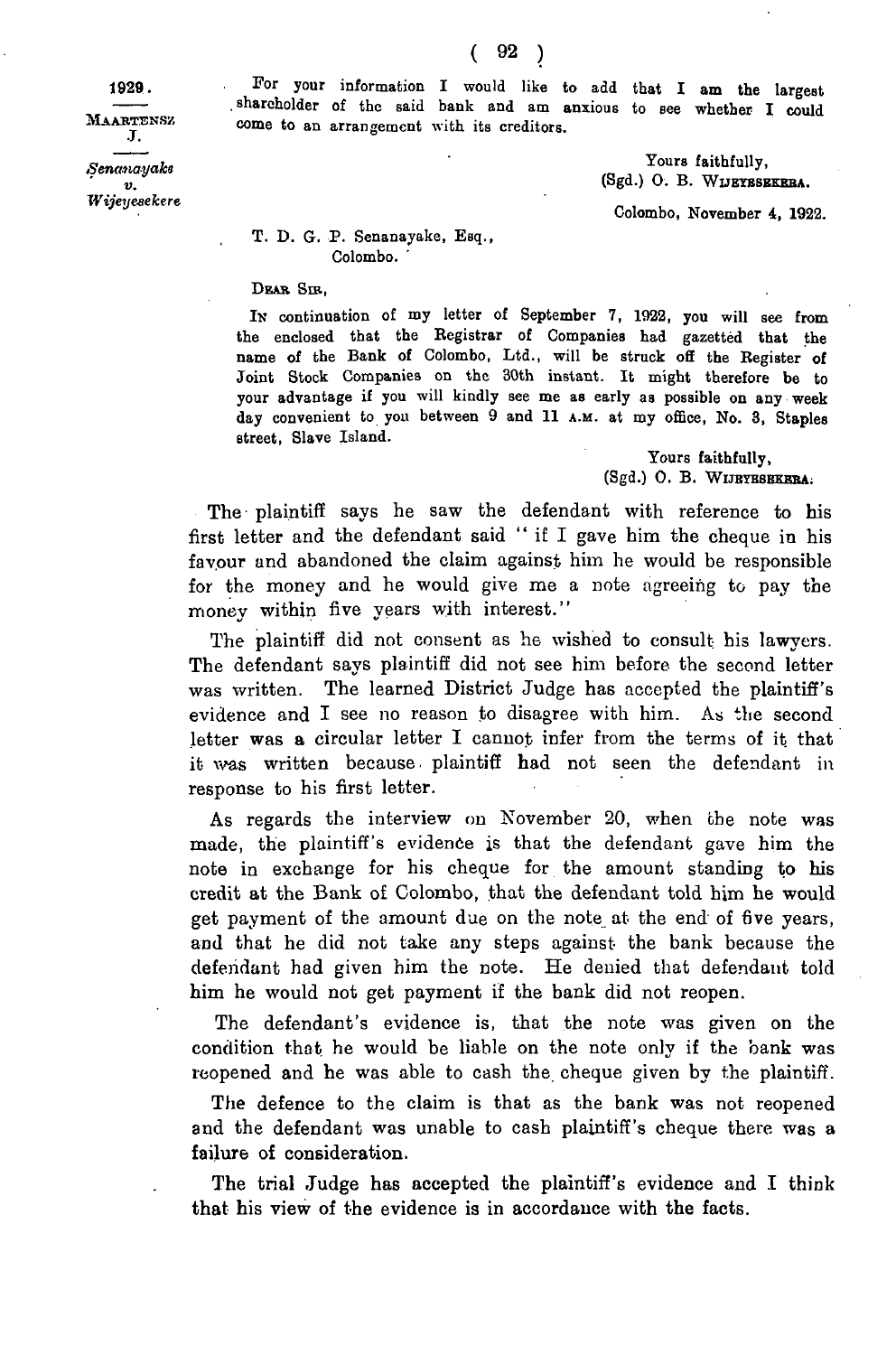For your information I would like to add that I am the largest shareholder of the said bank and am anxious to see whether I could come to an arrangement with its creditors.

Yours faithfully,
(Sgd.) O. B. WIJEYESEKERA.

Colombo, November 4, 1922.

T. D. G. P. Senanayake, Esq.,
Colombo.

DEAR SIR,

IN continuation of my letter of September 7, 1922, you will see from the enclosed that the Registrar of Companies had gazetted that the name of the Bank of Colombo, Ltd., will be struck off the Register of Joint Stock Companies on the 30th instant. It might therefore be to your advantage if you will kindly see me as early as possible on any week day convenient to you between 9 and 11 A.M. at my office, No. 3, Staples street, Slave Island.

Yours faithfully,
(Sgd.) O. B. WIJEYESEKERA.

The plaintiff says he saw the defendant with reference to his first letter and the defendant said " if I gave him the cheque in his favour and abandoned the claim against him he would be responsible for the money and he would give me a note agreeing to pay the money within five years with interest."

The plaintiff did not consent as he wished to consult his lawyers. The defendant says plaintiff did not see him before the second letter was written. The learned District Judge has accepted the plaintiff's evidence and I see no reason to disagree with him. As the second letter was a circular letter I cannot infer from the terms of it that it was written because plaintiff had not seen the defendant in response to his first letter.

As regards the interview on November 20, when the note was made, the plaintiff's evidence is that the defendant gave him the note in exchange for his cheque for the amount standing to his credit at the Bank of Colombo, that the defendant told him he would get payment of the amount due on the note at the end of five years, and that he did not take any steps against the bank because the defendant had given him the note. He denied that defendant told him he would not get payment if the bank did not reopen.

The defendant's evidence is, that the note was given on the condition that he would be liable on the note only if the bank was reopened and he was able to cash the cheque given by the plaintiff.

The defence to the claim is that as the bank was not reopened and the defendant was unable to cash plaintiff's cheque there was a failure of consideration.

The trial Judge has accepted the plaintiff's evidence and I think that his view of the evidence is in accordance with the facts.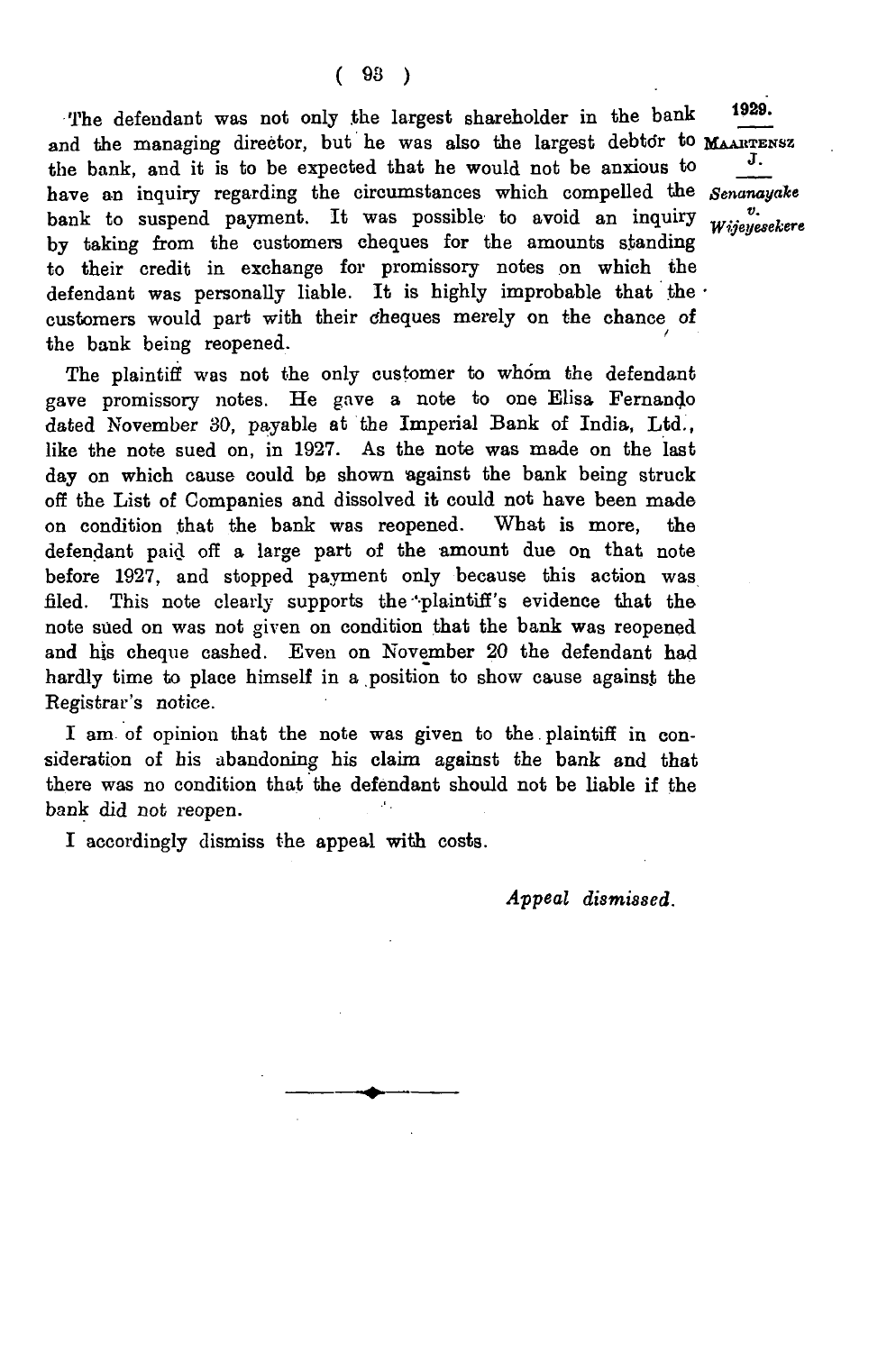The defendant was not only the largest shareholder in the bank and the managing director, but he was also the largest debtor to the bank, and it is to be expected that he would not be anxious to have an inquiry regarding the circumstances which compelled the bank to suspend payment. It was possible to avoid an inquiry by taking from the customers cheques for the amounts standing to their credit in exchange for promissory notes on which the defendant was personally liable. It is highly improbable that the customers would part with their cheques merely on the chance of the bank being reopened.

The plaintiff was not the only customer to whom the defendant gave promissory notes. He gave a note to one Elisa Fernando dated November 30, payable at the Imperial Bank of India, Ltd., like the note sued on, in 1927. As the note was made on the last day on which cause could be shown against the bank being struck off the List of Companies and dissolved it could not have been made on condition that the bank was reopened. What is more, the defendant paid off a large part of the amount due on that note before 1927, and stopped payment only because this action was filed. This note clearly supports the plaintiff's evidence that the note sued on was not given on condition that the bank was reopened and his cheque cashed. Even on November 20 the defendant had hardly time to place himself in a position to show cause against the Registrar's notice.

I am of opinion that the note was given to the plaintiff in consideration of his abandoning his claim against the bank and that there was no condition that the defendant should not be liable if the bank did not reopen.

I accordingly dismiss the appeal with costs.

*Appeal dismissed.*